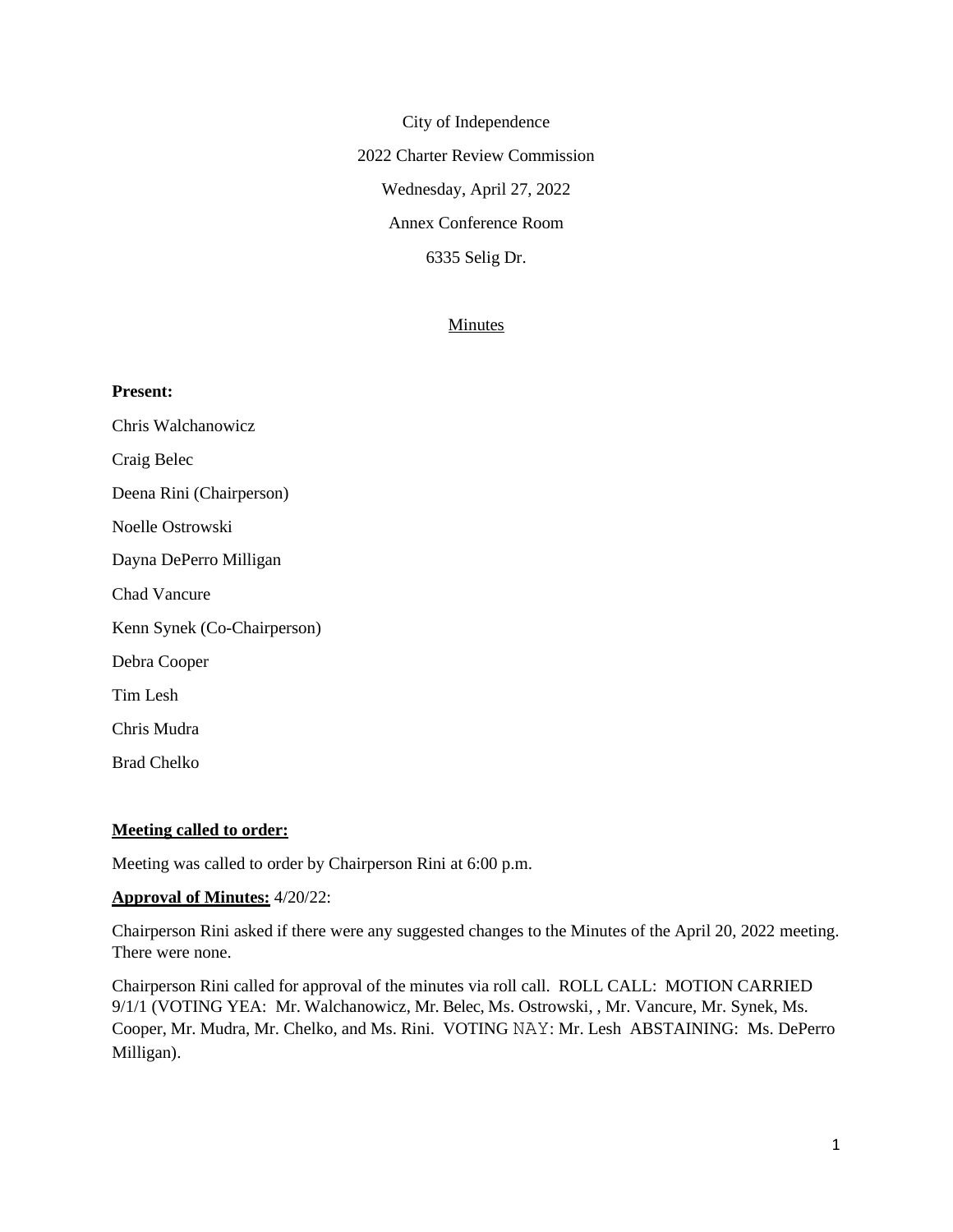City of Independence

2022 Charter Review Commission

Wednesday, April 27, 2022

Annex Conference Room

6335 Selig Dr.

Minutes

**Present:**

Chris Walchanowicz

Craig Belec

Deena Rini (Chairperson)

Noelle Ostrowski

Dayna DePerro Milligan

Chad Vancure

Kenn Synek (Co-Chairperson)

Debra Cooper

Tim Lesh

Chris Mudra

Brad Chelko

**Meeting called to order:**

Meeting was called to order by Chairperson Rini at 6:00 p.m.

**Approval of Minutes:** 4/20/22:

Chairperson Rini asked if there were any suggested changes to the Minutes of the April 20, 2022 meeting. There were none.

Chairperson Rini called for approval of the minutes via roll call. ROLL CALL: MOTION CARRIED 9/1/1 (VOTING YEA: Mr. Walchanowicz, Mr. Belec, Ms. Ostrowski, , Mr. Vancure, Mr. Synek, Ms. Cooper, Mr. Mudra, Mr. Chelko, and Ms. Rini. VOTING NAY: Mr. Lesh ABSTAINING: Ms. DePerro Milligan).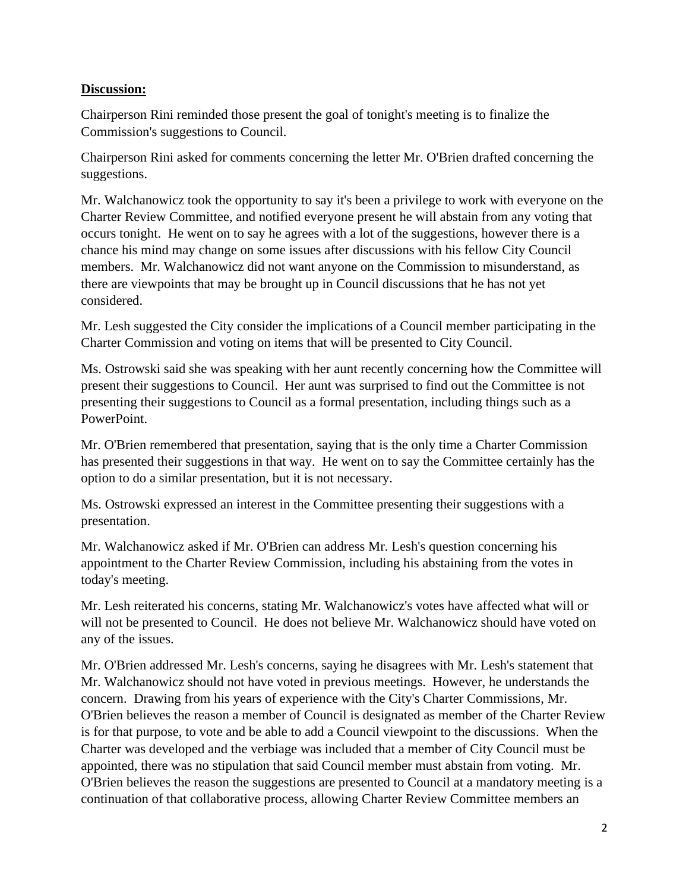**Discussion:**

Chairperson Rini reminded those present the goal of tonight's meeting is to finalize the Commission's suggestions to Council.

Chairperson Rini asked for comments concerning the letter Mr. O'Brien drafted concerning the suggestions.

Mr. Walchanowicz took the opportunity to say it's been a privilege to work with everyone on the Charter Review Committee, and notified everyone present he will abstain from any voting that occurs tonight. He went on to say he agrees with a lot of the suggestions, however there is a chance his mind may change on some issues after discussions with his fellow City Council members. Mr. Walchanowicz did not want anyone on the Commission to misunderstand, as there are viewpoints that may be brought up in Council discussions that he has not yet considered.

Mr. Lesh suggested the City consider the implications of a Council member participating in the Charter Commission and voting on items that will be presented to City Council.

Ms. Ostrowski said she was speaking with her aunt recently concerning how the Committee will present their suggestions to Council. Her aunt was surprised to find out the Committee is not presenting their suggestions to Council as a formal presentation, including things such as a PowerPoint.

Mr. O'Brien remembered that presentation, saying that is the only time a Charter Commission has presented their suggestions in that way. He went on to say the Committee certainly has the option to do a similar presentation, but it is not necessary.

Ms. Ostrowski expressed an interest in the Committee presenting their suggestions with a presentation.

Mr. Walchanowicz asked if Mr. O'Brien can address Mr. Lesh's question concerning his appointment to the Charter Review Commission, including his abstaining from the votes in today's meeting.

Mr. Lesh reiterated his concerns, stating Mr. Walchanowicz's votes have affected what will or will not be presented to Council. He does not believe Mr. Walchanowicz should have voted on any of the issues.

Mr. O'Brien addressed Mr. Lesh's concerns, saying he disagrees with Mr. Lesh's statement that Mr. Walchanowicz should not have voted in previous meetings. However, he understands the concern. Drawing from his years of experience with the City's Charter Commissions, Mr. O'Brien believes the reason a member of Council is designated as member of the Charter Review is for that purpose, to vote and be able to add a Council viewpoint to the discussions. When the Charter was developed and the verbiage was included that a member of City Council must be appointed, there was no stipulation that said Council member must abstain from voting. Mr. O'Brien believes the reason the suggestions are presented to Council at a mandatory meeting is a continuation of that collaborative process, allowing Charter Review Committee members an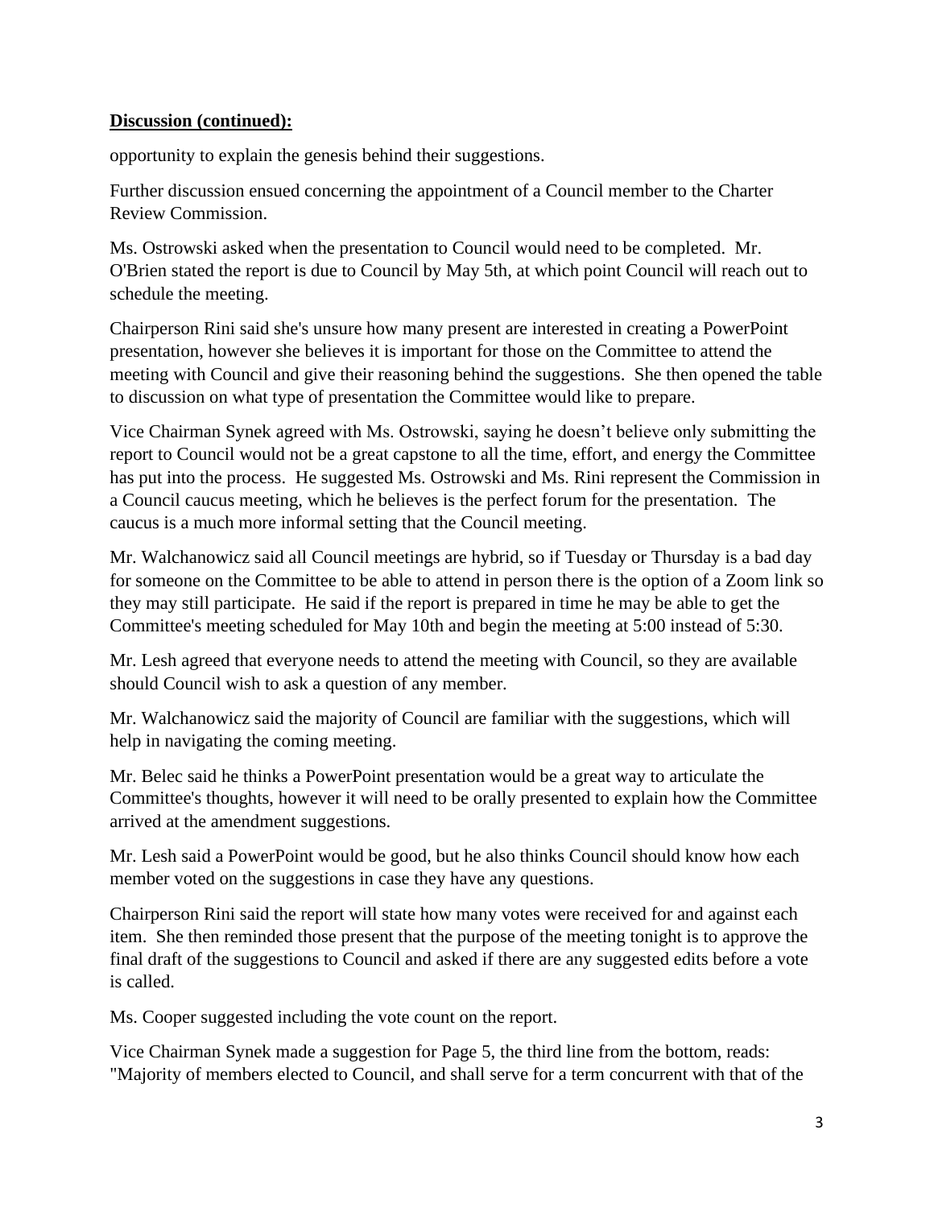**Discussion (continued):**

opportunity to explain the genesis behind their suggestions.

Further discussion ensued concerning the appointment of a Council member to the Charter Review Commission.

Ms. Ostrowski asked when the presentation to Council would need to be completed. Mr. O'Brien stated the report is due to Council by May 5th, at which point Council will reach out to schedule the meeting.

Chairperson Rini said she's unsure how many present are interested in creating a PowerPoint presentation, however she believes it is important for those on the Committee to attend the meeting with Council and give their reasoning behind the suggestions. She then opened the table to discussion on what type of presentation the Committee would like to prepare.

Vice Chairman Synek agreed with Ms. Ostrowski, saying he doesn't believe only submitting the report to Council would not be a great capstone to all the time, effort, and energy the Committee has put into the process. He suggested Ms. Ostrowski and Ms. Rini represent the Commission in a Council caucus meeting, which he believes is the perfect forum for the presentation. The caucus is a much more informal setting that the Council meeting.

Mr. Walchanowicz said all Council meetings are hybrid, so if Tuesday or Thursday is a bad day for someone on the Committee to be able to attend in person there is the option of a Zoom link so they may still participate. He said if the report is prepared in time he may be able to get the Committee's meeting scheduled for May 10th and begin the meeting at 5:00 instead of 5:30.

Mr. Lesh agreed that everyone needs to attend the meeting with Council, so they are available should Council wish to ask a question of any member.

Mr. Walchanowicz said the majority of Council are familiar with the suggestions, which will help in navigating the coming meeting.

Mr. Belec said he thinks a PowerPoint presentation would be a great way to articulate the Committee's thoughts, however it will need to be orally presented to explain how the Committee arrived at the amendment suggestions.

Mr. Lesh said a PowerPoint would be good, but he also thinks Council should know how each member voted on the suggestions in case they have any questions.

Chairperson Rini said the report will state how many votes were received for and against each item. She then reminded those present that the purpose of the meeting tonight is to approve the final draft of the suggestions to Council and asked if there are any suggested edits before a vote is called.

Ms. Cooper suggested including the vote count on the report.

Vice Chairman Synek made a suggestion for Page 5, the third line from the bottom, reads: "Majority of members elected to Council, and shall serve for a term concurrent with that of the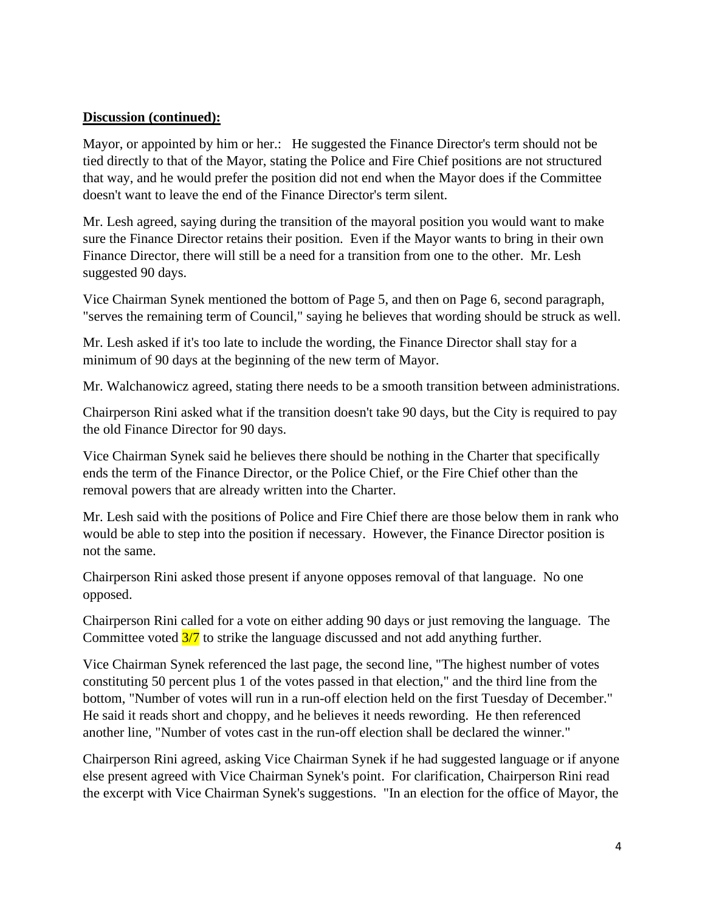**Discussion (continued):**

Mayor, or appointed by him or her.: He suggested the Finance Director's term should not be tied directly to that of the Mayor, stating the Police and Fire Chief positions are not structured that way, and he would prefer the position did not end when the Mayor does if the Committee doesn't want to leave the end of the Finance Director's term silent.

Mr. Lesh agreed, saying during the transition of the mayoral position you would want to make sure the Finance Director retains their position. Even if the Mayor wants to bring in their own Finance Director, there will still be a need for a transition from one to the other. Mr. Lesh suggested 90 days.

Vice Chairman Synek mentioned the bottom of Page 5, and then on Page 6, second paragraph, "serves the remaining term of Council," saying he believes that wording should be struck as well.

Mr. Lesh asked if it's too late to include the wording, the Finance Director shall stay for a minimum of 90 days at the beginning of the new term of Mayor.

Mr. Walchanowicz agreed, stating there needs to be a smooth transition between administrations.

Chairperson Rini asked what if the transition doesn't take 90 days, but the City is required to pay the old Finance Director for 90 days.

Vice Chairman Synek said he believes there should be nothing in the Charter that specifically ends the term of the Finance Director, or the Police Chief, or the Fire Chief other than the removal powers that are already written into the Charter.

Mr. Lesh said with the positions of Police and Fire Chief there are those below them in rank who would be able to step into the position if necessary. However, the Finance Director position is not the same.

Chairperson Rini asked those present if anyone opposes removal of that language. No one opposed.

Chairperson Rini called for a vote on either adding 90 days or just removing the language. The Committee voted 3/7 to strike the language discussed and not add anything further.

Vice Chairman Synek referenced the last page, the second line, "The highest number of votes constituting 50 percent plus 1 of the votes passed in that election," and the third line from the bottom, "Number of votes will run in a run-off election held on the first Tuesday of December." He said it reads short and choppy, and he believes it needs rewording. He then referenced another line, "Number of votes cast in the run-off election shall be declared the winner."

Chairperson Rini agreed, asking Vice Chairman Synek if he had suggested language or if anyone else present agreed with Vice Chairman Synek's point. For clarification, Chairperson Rini read the excerpt with Vice Chairman Synek's suggestions. "In an election for the office of Mayor, the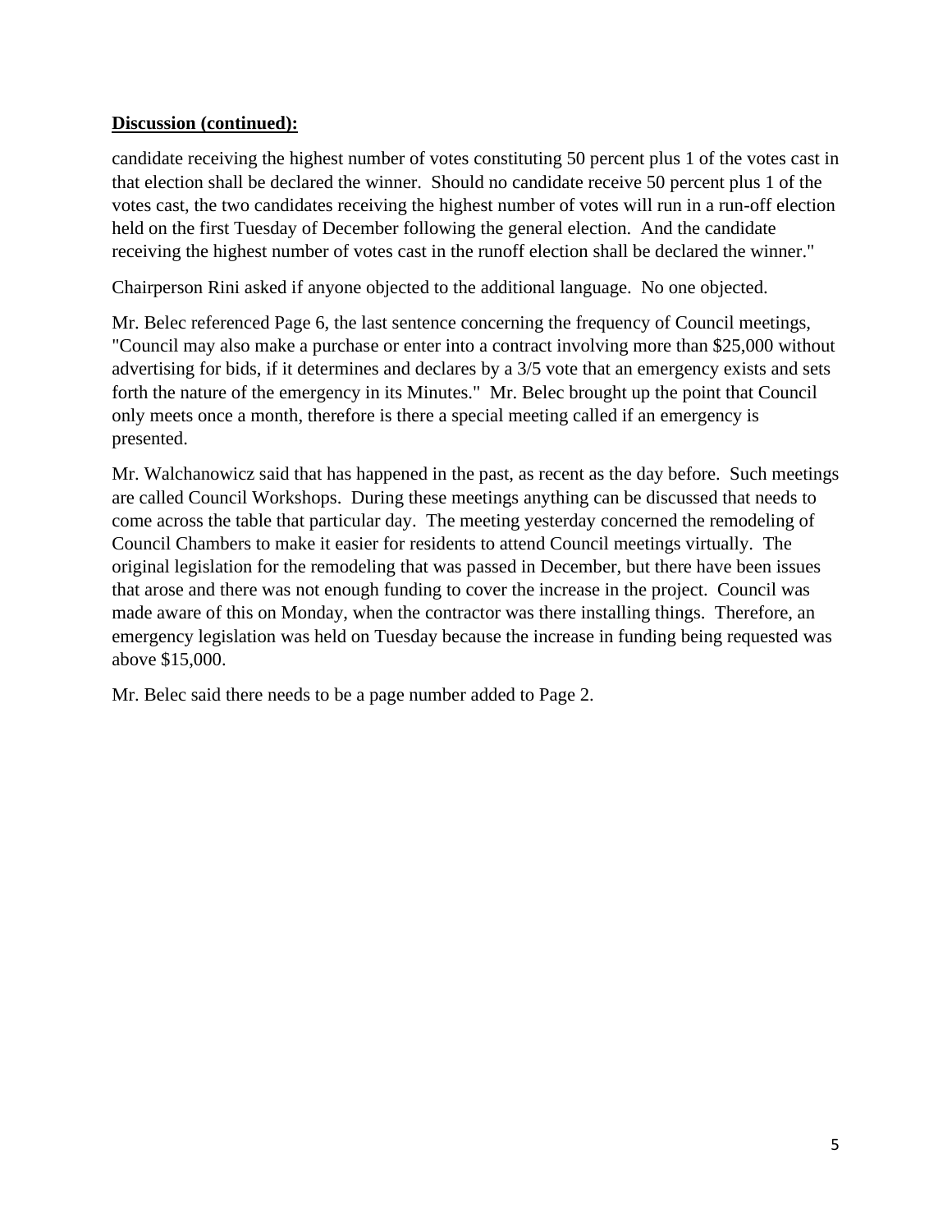**Discussion (continued):**

candidate receiving the highest number of votes constituting 50 percent plus 1 of the votes cast in that election shall be declared the winner. Should no candidate receive 50 percent plus 1 of the votes cast, the two candidates receiving the highest number of votes will run in a run-off election held on the first Tuesday of December following the general election. And the candidate receiving the highest number of votes cast in the runoff election shall be declared the winner."

Chairperson Rini asked if anyone objected to the additional language. No one objected.

Mr. Belec referenced Page 6, the last sentence concerning the frequency of Council meetings, "Council may also make a purchase or enter into a contract involving more than $25,000 without advertising for bids, if it determines and declares by a 3/5 vote that an emergency exists and sets forth the nature of the emergency in its Minutes." Mr. Belec brought up the point that Council only meets once a month, therefore is there a special meeting called if an emergency is presented.

Mr. Walchanowicz said that has happened in the past, as recent as the day before. Such meetings are called Council Workshops. During these meetings anything can be discussed that needs to come across the table that particular day. The meeting yesterday concerned the remodeling of Council Chambers to make it easier for residents to attend Council meetings virtually. The original legislation for the remodeling that was passed in December, but there have been issues that arose and there was not enough funding to cover the increase in the project. Council was made aware of this on Monday, when the contractor was there installing things. Therefore, an emergency legislation was held on Tuesday because the increase in funding being requested was above $15,000.

Mr. Belec said there needs to be a page number added to Page 2.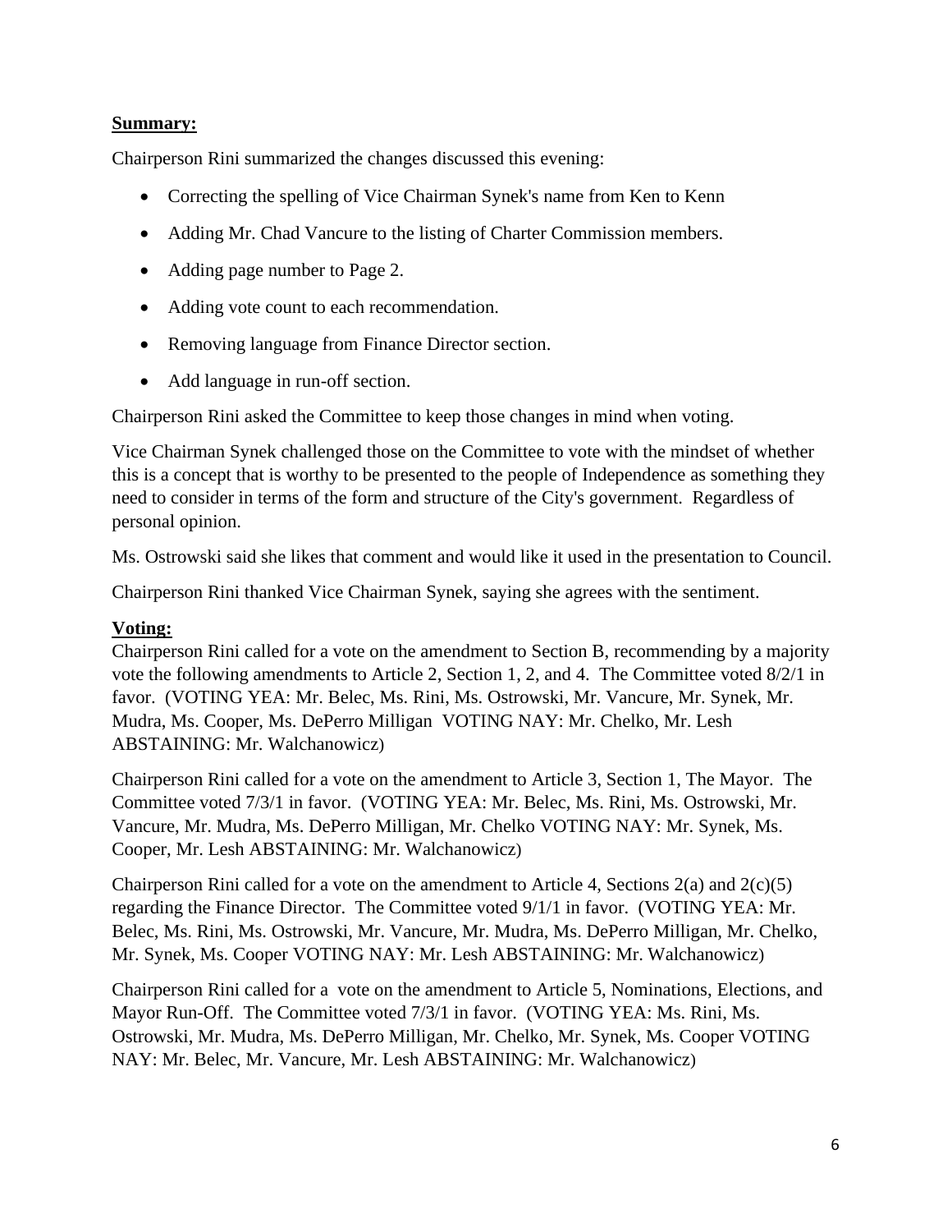**Summary:**

Chairperson Rini summarized the changes discussed this evening:

- Correcting the spelling of Vice Chairman Synek's name from Ken to Kenn
- Adding Mr. Chad Vancure to the listing of Charter Commission members.
- Adding page number to Page 2.
- Adding vote count to each recommendation.
- Removing language from Finance Director section.
- Add language in run-off section.

Chairperson Rini asked the Committee to keep those changes in mind when voting.

Vice Chairman Synek challenged those on the Committee to vote with the mindset of whether this is a concept that is worthy to be presented to the people of Independence as something they need to consider in terms of the form and structure of the City's government. Regardless of personal opinion.

Ms. Ostrowski said she likes that comment and would like it used in the presentation to Council.

Chairperson Rini thanked Vice Chairman Synek, saying she agrees with the sentiment.

**Voting:**

Chairperson Rini called for a vote on the amendment to Section B, recommending by a majority vote the following amendments to Article 2, Section 1, 2, and 4. The Committee voted 8/2/1 in favor. (VOTING YEA: Mr. Belec, Ms. Rini, Ms. Ostrowski, Mr. Vancure, Mr. Synek, Mr. Mudra, Ms. Cooper, Ms. DePerro Milligan VOTING NAY: Mr. Chelko, Mr. Lesh ABSTAINING: Mr. Walchanowicz)

Chairperson Rini called for a vote on the amendment to Article 3, Section 1, The Mayor. The Committee voted 7/3/1 in favor. (VOTING YEA: Mr. Belec, Ms. Rini, Ms. Ostrowski, Mr. Vancure, Mr. Mudra, Ms. DePerro Milligan, Mr. Chelko VOTING NAY: Mr. Synek, Ms. Cooper, Mr. Lesh ABSTAINING: Mr. Walchanowicz)

Chairperson Rini called for a vote on the amendment to Article 4, Sections 2(a) and 2(c)(5) regarding the Finance Director. The Committee voted 9/1/1 in favor. (VOTING YEA: Mr. Belec, Ms. Rini, Ms. Ostrowski, Mr. Vancure, Mr. Mudra, Ms. DePerro Milligan, Mr. Chelko, Mr. Synek, Ms. Cooper VOTING NAY: Mr. Lesh ABSTAINING: Mr. Walchanowicz)

Chairperson Rini called for a vote on the amendment to Article 5, Nominations, Elections, and Mayor Run-Off. The Committee voted 7/3/1 in favor. (VOTING YEA: Ms. Rini, Ms. Ostrowski, Mr. Mudra, Ms. DePerro Milligan, Mr. Chelko, Mr. Synek, Ms. Cooper VOTING NAY: Mr. Belec, Mr. Vancure, Mr. Lesh ABSTAINING: Mr. Walchanowicz)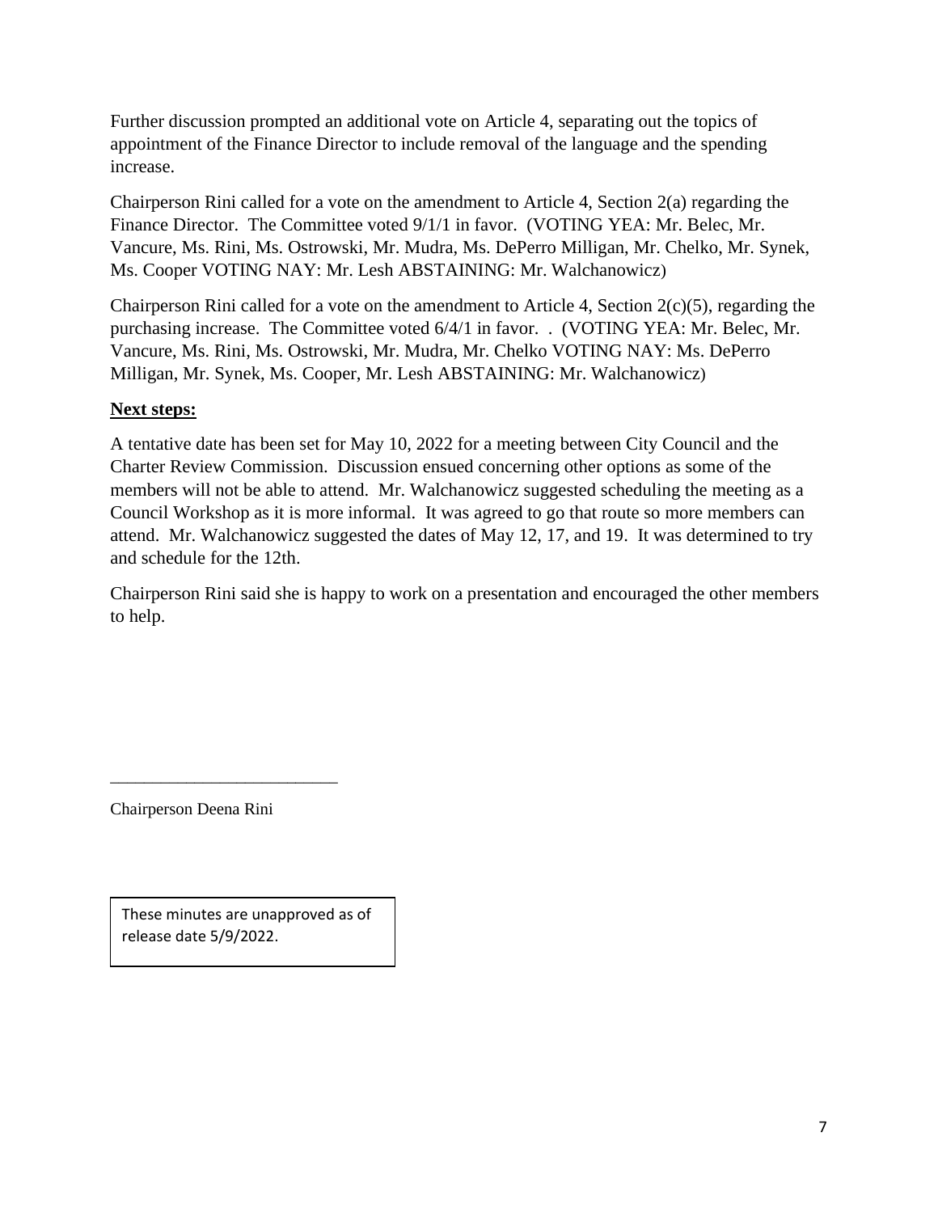Further discussion prompted an additional vote on Article 4, separating out the topics of appointment of the Finance Director to include removal of the language and the spending increase.

Chairperson Rini called for a vote on the amendment to Article 4, Section 2(a) regarding the Finance Director. The Committee voted 9/1/1 in favor. (VOTING YEA: Mr. Belec, Mr. Vancure, Ms. Rini, Ms. Ostrowski, Mr. Mudra, Ms. DePerro Milligan, Mr. Chelko, Mr. Synek, Ms. Cooper VOTING NAY: Mr. Lesh ABSTAINING: Mr. Walchanowicz)

Chairperson Rini called for a vote on the amendment to Article 4, Section 2(c)(5), regarding the purchasing increase. The Committee voted 6/4/1 in favor. . (VOTING YEA: Mr. Belec, Mr. Vancure, Ms. Rini, Ms. Ostrowski, Mr. Mudra, Mr. Chelko VOTING NAY: Ms. DePerro Milligan, Mr. Synek, Ms. Cooper, Mr. Lesh ABSTAINING: Mr. Walchanowicz)

**Next steps:**

A tentative date has been set for May 10, 2022 for a meeting between City Council and the Charter Review Commission. Discussion ensued concerning other options as some of the members will not be able to attend. Mr. Walchanowicz suggested scheduling the meeting as a Council Workshop as it is more informal. It was agreed to go that route so more members can attend. Mr. Walchanowicz suggested the dates of May 12, 17, and 19. It was determined to try and schedule for the 12th.

Chairperson Rini said she is happy to work on a presentation and encouraged the other members to help.

___________________________

Chairperson Deena Rini

These minutes are unapproved as of release date 5/9/2022.